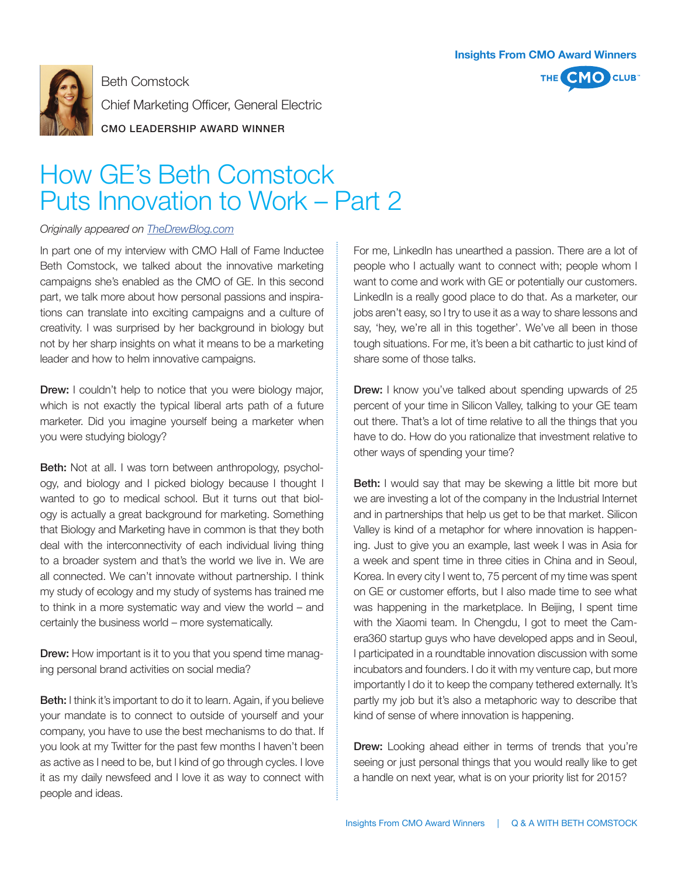Insights From CMO Award Winners

Beth Comstock

Chief Marketing Officer, General Electric

CMO LEADERSHIP AWARD WINNER

# How GE's Beth Comstock Puts Innovation to Work – Part 2

*Originally appeared on TheDrewBlog.com*

In part one of my interview with CMO Hall of Fame Inductee Beth Comstock, we talked about the innovative marketing campaigns she's enabled as the CMO of GE. In this second part, we talk more about how personal passions and inspirations can translate into exciting campaigns and a culture of creativity. I was surprised by her background in biology but not by her sharp insights on what it means to be a marketing leader and how to helm innovative campaigns.

**Drew:** I couldn't help to notice that you were biology major, which is not exactly the typical liberal arts path of a future marketer. Did you imagine yourself being a marketer when you were studying biology?

**Beth:** Not at all. I was torn between anthropology, psychology, and biology and I picked biology because I thought I wanted to go to medical school. But it turns out that biology is actually a great background for marketing. Something that Biology and Marketing have in common is that they both deal with the interconnectivity of each individual living thing to a broader system and that's the world we live in. We are all connected. We can't innovate without partnership. I think my study of ecology and my study of systems has trained me to think in a more systematic way and view the world – and certainly the business world – more systematically.

**Drew:** How important is it to you that you spend time managing personal brand activities on social media?

**Beth:** I think it's important to do it to learn. Again, if you believe your mandate is to connect to outside of yourself and your company, you have to use the best mechanisms to do that. If you look at my Twitter for the past few months I haven't been as active as I need to be, but I kind of go through cycles. I love it as my daily newsfeed and I love it as way to connect with people and ideas.

For me, LinkedIn has unearthed a passion. There are a lot of people who I actually want to connect with; people whom I want to come and work with GE or potentially our customers. LinkedIn is a really good place to do that. As a marketer, our jobs aren't easy, so I try to use it as a way to share lessons and say, 'hey, we're all in this together'. We've all been in those tough situations. For me, it's been a bit cathartic to just kind of share some of those talks.

**Drew:** I know you've talked about spending upwards of 25 percent of your time in Silicon Valley, talking to your GE team out there. That's a lot of time relative to all the things that you have to do. How do you rationalize that investment relative to other ways of spending your time?

**Beth:** I would say that may be skewing a little bit more but we are investing a lot of the company in the Industrial Internet and in partnerships that help us get to be that market. Silicon Valley is kind of a metaphor for where innovation is happening. Just to give you an example, last week I was in Asia for a week and spent time in three cities in China and in Seoul, Korea. In every city I went to, 75 percent of my time was spent on GE or customer efforts, but I also made time to see what was happening in the marketplace. In Beijing, I spent time with the Xiaomi team. In Chengdu, I got to meet the Camera360 startup guys who have developed apps and in Seoul, I participated in a roundtable innovation discussion with some incubators and founders. I do it with my venture cap, but more importantly I do it to keep the company tethered externally. It's partly my job but it's also a metaphoric way to describe that kind of sense of where innovation is happening.

**Drew:** Looking ahead either in terms of trends that you're seeing or just personal things that you would really like to get a handle on next year, what is on your priority list for 2015?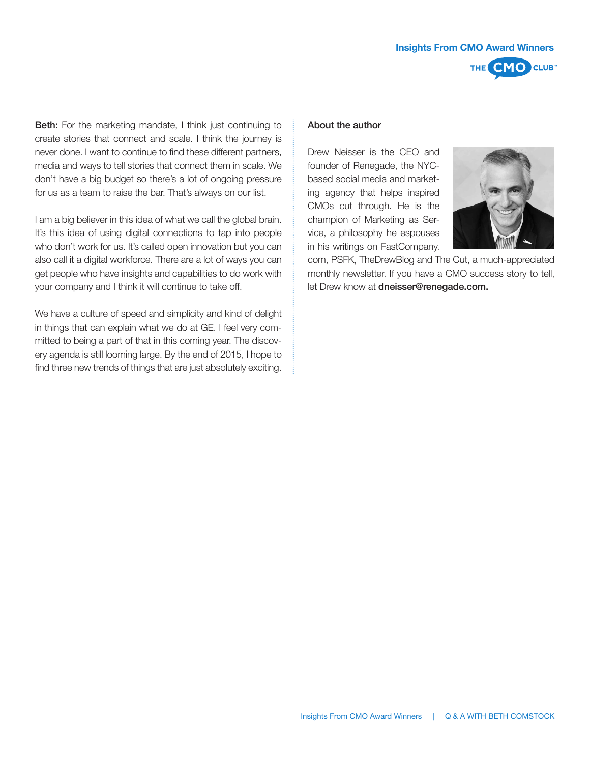**Beth:** For the marketing mandate, I think just continuing to create stories that connect and scale. I think the journey is never done. I want to continue to find these different partners, media and ways to tell stories that connect them in scale. We don't have a big budget so there's a lot of ongoing pressure for us as a team to raise the bar. That's always on our list.

I am a big believer in this idea of what we call the global brain. It's this idea of using digital connections to tap into people who don't work for us. It's called open innovation but you can also call it a digital workforce. There are a lot of ways you can get people who have insights and capabilities to do work with your company and I think it will continue to take off.

We have a culture of speed and simplicity and kind of delight in things that can explain what we do at GE. I feel very committed to being a part of that in this coming year. The discovery agenda is still looming large. By the end of 2015, I hope to find three new trends of things that are just absolutely exciting.

## About the author

Drew Neisser is the CEO and founder of Renegade, the NYC-based social media and marketing agency that helps inspired CMOs cut through. He is the champion of Marketing as Service, a philosophy he espouses in his writings on FastCompany.com, PSFK, TheDrewBlog and The Cut, a much-appreciated monthly newsletter. If you have a CMO success story to tell, let Drew know at **dneisser@renegade.com.**